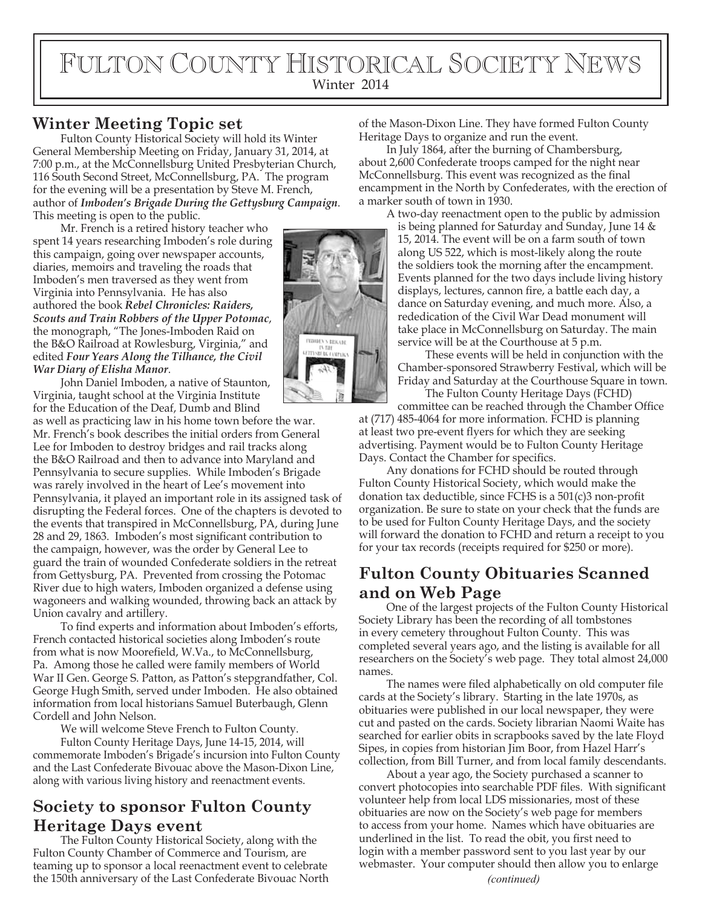# Fulton County Historical Society News

Winter 2014

## Winter Meeting Topic set

Fulton County Historical Society will hold its Winter General Membership Meeting on Friday, January 31, 2014, at 7:00 p.m., at the McConnellsburg United Presbyterian Church, 116 South Second Street, McConnellsburg, PA. The program for the evening will be a presentation by Steve M. French, author of ***Imboden's Brigade During the Gettysburg Campaign***. This meeting is open to the public.

Mr. French is a retired history teacher who spent 14 years researching Imboden's role during this campaign, going over newspaper accounts, diaries, memoirs and traveling the roads that Imboden's men traversed as they went from Virginia into Pennsylvania. He has also authored the book ***Rebel Chronicles: Raiders, Scouts and Train Robbers of the Upper Potomac***, the monograph, "The Jones-Imboden Raid on the B&O Railroad at Rowlesburg, Virginia," and edited ***Four Years Along the Tilhance, the Civil War Diary of Elisha Manor***.

John Daniel Imboden, a native of Staunton, Virginia, taught school at the Virginia Institute for the Education of the Deaf, Dumb and Blind as well as practicing law in his home town before the war. Mr. French's book describes the initial orders from General Lee for Imboden to destroy bridges and rail tracks along the B&O Railroad and then to advance into Maryland and Pennsylvania to secure supplies. While Imboden's Brigade was rarely involved in the heart of Lee's movement into Pennsylvania, it played an important role in its assigned task of disrupting the Federal forces. One of the chapters is devoted to the events that transpired in McConnellsburg, PA, during June 28 and 29, 1863. Imboden's most significant contribution to the campaign, however, was the order by General Lee to guard the train of wounded Confederate soldiers in the retreat from Gettysburg, PA. Prevented from crossing the Potomac River due to high waters, Imboden organized a defense using wagoneers and walking wounded, throwing back an attack by Union cavalry and artillery.

To find experts and information about Imboden's efforts, French contacted historical societies along Imboden's route from what is now Moorefield, W.Va., to McConnellsburg, Pa. Among those he called were family members of World War II Gen. George S. Patton, as Patton's stepgrandfather, Col. George Hugh Smith, served under Imboden. He also obtained information from local historians Samuel Buterbaugh, Glenn Cordell and John Nelson.

We will welcome Steve French to Fulton County.

Fulton County Heritage Days, June 14-15, 2014, will commemorate Imboden's Brigade's incursion into Fulton County and the Last Confederate Bivouac above the Mason-Dixon Line, along with various living history and reenactment events.

## Society to sponsor Fulton County Heritage Days event

The Fulton County Historical Society, along with the Fulton County Chamber of Commerce and Tourism, are teaming up to sponsor a local reenactment event to celebrate the 150th anniversary of the Last Confederate Bivouac North of the Mason-Dixon Line. They have formed Fulton County Heritage Days to organize and run the event.

In July 1864, after the burning of Chambersburg, about 2,600 Confederate troops camped for the night near McConnellsburg. This event was recognized as the final encampment in the North by Confederates, with the erection of a marker south of town in 1930.

A two-day reenactment open to the public by admission is being planned for Saturday and Sunday, June 14 & 15, 2014. The event will be on a farm south of town along US 522, which is most-likely along the route the soldiers took the morning after the encampment. Events planned for the two days include living history displays, lectures, cannon fire, a battle each day, a dance on Saturday evening, and much more. Also, a rededication of the Civil War Dead monument will take place in McConnellsburg on Saturday. The main service will be at the Courthouse at 5 p.m.

These events will be held in conjunction with the Chamber-sponsored Strawberry Festival, which will be Friday and Saturday at the Courthouse Square in town.

The Fulton County Heritage Days (FCHD) committee can be reached through the Chamber Office at (717) 485-4064 for more information. FCHD is planning at least two pre-event flyers for which they are seeking advertising. Payment would be to Fulton County Heritage Days. Contact the Chamber for specifics.

Any donations for FCHD should be routed through Fulton County Historical Society, which would make the donation tax deductible, since FCHS is a 501(c)3 non-profit organization. Be sure to state on your check that the funds are to be used for Fulton County Heritage Days, and the society will forward the donation to FCHD and return a receipt to you for your tax records (receipts required for $250 or more).

## Fulton County Obituaries Scanned and on Web Page

One of the largest projects of the Fulton County Historical Society Library has been the recording of all tombstones in every cemetery throughout Fulton County. This was completed several years ago, and the listing is available for all researchers on the Society's web page. They total almost 24,000 names.

The names were filed alphabetically on old computer file cards at the Society's library. Starting in the late 1970s, as obituaries were published in our local newspaper, they were cut and pasted on the cards. Society librarian Naomi Waite has searched for earlier obits in scrapbooks saved by the late Floyd Sipes, in copies from historian Jim Boor, from Hazel Harr's collection, from Bill Turner, and from local family descendants.

About a year ago, the Society purchased a scanner to convert photocopies into searchable PDF files. With significant volunteer help from local LDS missionaries, most of these obituaries are now on the Society's web page for members to access from your home. Names which have obituaries are underlined in the list. To read the obit, you first need to login with a member password sent to you last year by our webmaster. Your computer should then allow you to enlarge

*(continued)*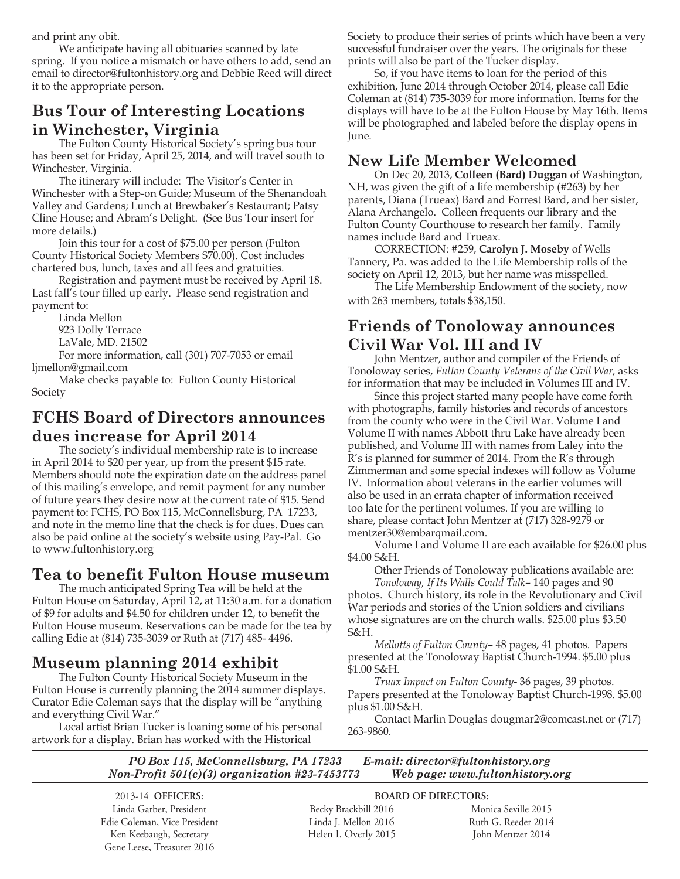and print any obit.

We anticipate having all obituaries scanned by late spring. If you notice a mismatch or have others to add, send an email to director@fultonhistory.org and Debbie Reed will direct it to the appropriate person.

## Bus Tour of Interesting Locations in Winchester, Virginia

The Fulton County Historical Society's spring bus tour has been set for Friday, April 25, 2014, and will travel south to Winchester, Virginia.

The itinerary will include: The Visitor's Center in Winchester with a Step-on Guide; Museum of the Shenandoah Valley and Gardens; Lunch at Brewbaker's Restaurant; Patsy Cline House; and Abram's Delight. (See Bus Tour insert for more details.)

Join this tour for a cost of $75.00 per person (Fulton County Historical Society Members $70.00). Cost includes chartered bus, lunch, taxes and all fees and gratuities.

Registration and payment must be received by April 18. Last fall's tour filled up early. Please send registration and payment to:

Linda Mellon
923 Dolly Terrace
LaVale, MD. 21502

For more information, call (301) 707-7053 or email ljmellon@gmail.com

Make checks payable to: Fulton County Historical Society

## FCHS Board of Directors announces dues increase for April 2014

The society's individual membership rate is to increase in April 2014 to $20 per year, up from the present $15 rate. Members should note the expiration date on the address panel of this mailing's envelope, and remit payment for any number of future years they desire now at the current rate of $15. Send payment to: FCHS, PO Box 115, McConnellsburg, PA 17233, and note in the memo line that the check is for dues. Dues can also be paid online at the society's website using Pay-Pal. Go to www.fultonhistory.org

## Tea to benefit Fulton House museum

The much anticipated Spring Tea will be held at the Fulton House on Saturday, April 12, at 11:30 a.m. for a donation of $9 for adults and $4.50 for children under 12, to benefit the Fulton House museum. Reservations can be made for the tea by calling Edie at (814) 735-3039 or Ruth at (717) 485- 4496.

## Museum planning 2014 exhibit

The Fulton County Historical Society Museum in the Fulton House is currently planning the 2014 summer displays. Curator Edie Coleman says that the display will be "anything and everything Civil War."

Local artist Brian Tucker is loaning some of his personal artwork for a display. Brian has worked with the Historical Society to produce their series of prints which have been a very successful fundraiser over the years. The originals for these prints will also be part of the Tucker display.

So, if you have items to loan for the period of this exhibition, June 2014 through October 2014, please call Edie Coleman at (814) 735-3039 for more information. Items for the displays will have to be at the Fulton House by May 16th. Items will be photographed and labeled before the display opens in June.

## New Life Member Welcomed

On Dec 20, 2013, **Colleen (Bard) Duggan** of Washington, NH, was given the gift of a life membership (#263) by her parents, Diana (Trueax) Bard and Forrest Bard, and her sister, Alana Archangelo. Colleen frequents our library and the Fulton County Courthouse to research her family. Family names include Bard and Trueax.

CORRECTION: #259, **Carolyn J. Moseby** of Wells Tannery, Pa. was added to the Life Membership rolls of the society on April 12, 2013, but her name was misspelled.

The Life Membership Endowment of the society, now with 263 members, totals $38,150.

## Friends of Tonoloway announces Civil War Vol. III and IV

John Mentzer, author and compiler of the Friends of Tonoloway series, *Fulton County Veterans of the Civil War,* asks for information that may be included in Volumes III and IV.

Since this project started many people have come forth with photographs, family histories and records of ancestors from the county who were in the Civil War. Volume I and Volume II with names Abbott thru Lake have already been published, and Volume III with names from Laley into the R's is planned for summer of 2014. From the R's through Zimmerman and some special indexes will follow as Volume IV. Information about veterans in the earlier volumes will also be used in an errata chapter of information received too late for the pertinent volumes. If you are willing to share, please contact John Mentzer at (717) 328-9279 or mentzer30@embarqmail.com.

Volume I and Volume II are each available for $26.00 plus $4.00 S&H.

Other Friends of Tonoloway publications available are:

*Tonoloway, If Its Walls Could Talk*– 140 pages and 90 photos. Church history, its role in the Revolutionary and Civil War periods and stories of the Union soldiers and civilians whose signatures are on the church walls. $25.00 plus $3.50 S&H.

*Mellotts of Fulton County*– 48 pages, 41 photos. Papers presented at the Tonoloway Baptist Church-1994. $5.00 plus $1.00 S&H.

*Truax Impact on Fulton County*- 36 pages, 39 photos. Papers presented at the Tonoloway Baptist Church-1998. $5.00 plus $1.00 S&H.

Contact Marlin Douglas dougmar2@comcast.net or (717) 263-9860.

---

***PO Box 115, McConnellsburg, PA 17233 E-mail: director@fultonhistory.org***
***Non-Profit 501(c)(3) organization #23-7453773 Web page: www.fultonhistory.org***

---

2013-14 **OFFICERS:**
Linda Garber, President
Edie Coleman, Vice President
Ken Keebaugh, Secretary
Gene Leese, Treasurer 2016

**BOARD OF DIRECTORS:**
Becky Brackbill 2016
Linda J. Mellon 2016
Helen I. Overly 2015
Monica Seville 2015
Ruth G. Reeder 2014
John Mentzer 2014